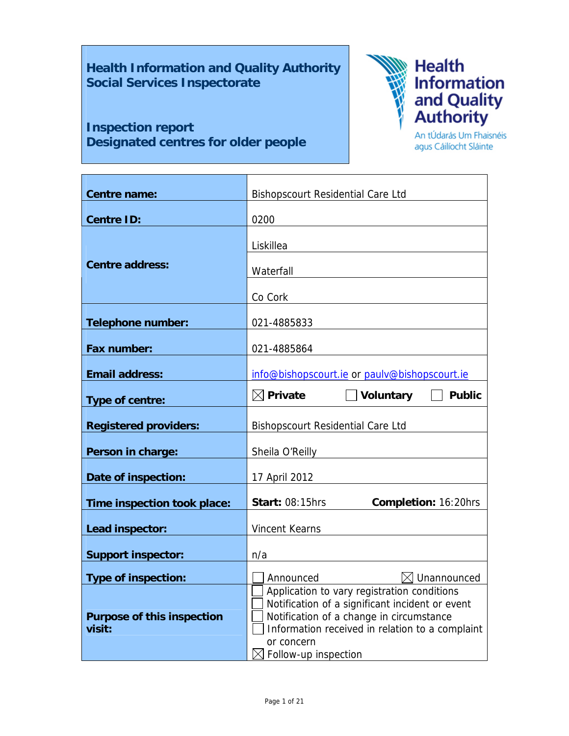# Health Information and Quality Authority
# Social Services Inspectorate

## Inspection report
## Designated centres for older people

Health Information and Quality Authority
An tÚdarás Um Fhaisnéis agus Cáilíocht Sláinte

| | |
|---|---|
| **Centre name:** | Bishopscourt Residential Care Ltd |
| **Centre ID:** | 0200 |
| **Centre address:** | Liskillea<br>Waterfall<br>Co Cork |
| **Telephone number:** | 021-4885833 |
| **Fax number:** | 021-4885864 |
| **Email address:** | info@bishopscourt.ie or paulv@bishopscourt.ie |
| **Type of centre:** | ☒ **Private** ☐ **Voluntary** ☐ **Public** |
| **Registered providers:** | Bishopscourt Residential Care Ltd |
| **Person in charge:** | Sheila O'Reilly |
| **Date of inspection:** | 17 April 2012 |
| **Time inspection took place:** | **Start:** 08:15hrs **Completion:** 16:20hrs |
| **Lead inspector:** | Vincent Kearns |
| **Support inspector:** | n/a |
| **Type of inspection:** | ☐ Announced ☒ Unannounced |
| **Purpose of this inspection visit:** | ☐ Application to vary registration conditions<br>☐ Notification of a significant incident or event<br>☐ Notification of a change in circumstance<br>☐ Information received in relation to a complaint or concern<br>☒ Follow-up inspection |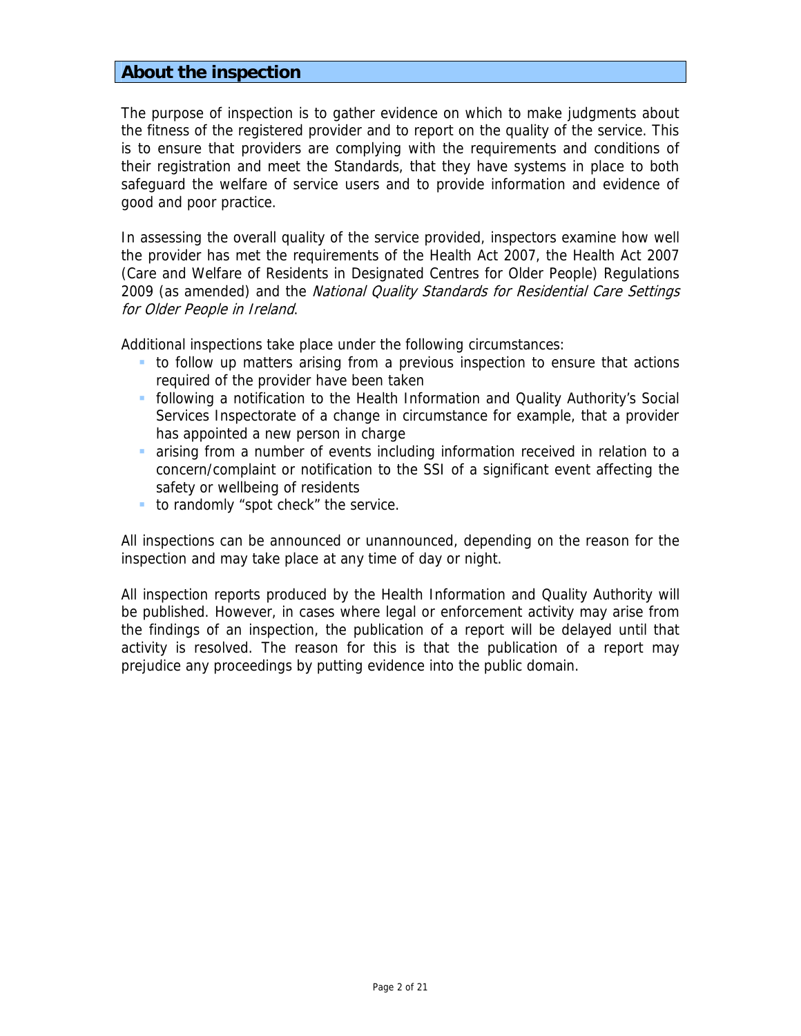## About the inspection

The purpose of inspection is to gather evidence on which to make judgments about the fitness of the registered provider and to report on the quality of the service. This is to ensure that providers are complying with the requirements and conditions of their registration and meet the Standards, that they have systems in place to both safeguard the welfare of service users and to provide information and evidence of good and poor practice.

In assessing the overall quality of the service provided, inspectors examine how well the provider has met the requirements of the Health Act 2007, the Health Act 2007 (Care and Welfare of Residents in Designated Centres for Older People) Regulations 2009 (as amended) and the *National Quality Standards for Residential Care Settings for Older People in Ireland*.

Additional inspections take place under the following circumstances:

- to follow up matters arising from a previous inspection to ensure that actions required of the provider have been taken
- following a notification to the Health Information and Quality Authority's Social Services Inspectorate of a change in circumstance for example, that a provider has appointed a new person in charge
- arising from a number of events including information received in relation to a concern/complaint or notification to the SSI of a significant event affecting the safety or wellbeing of residents
- to randomly "spot check" the service.

All inspections can be announced or unannounced, depending on the reason for the inspection and may take place at any time of day or night.

All inspection reports produced by the Health Information and Quality Authority will be published. However, in cases where legal or enforcement activity may arise from the findings of an inspection, the publication of a report will be delayed until that activity is resolved. The reason for this is that the publication of a report may prejudice any proceedings by putting evidence into the public domain.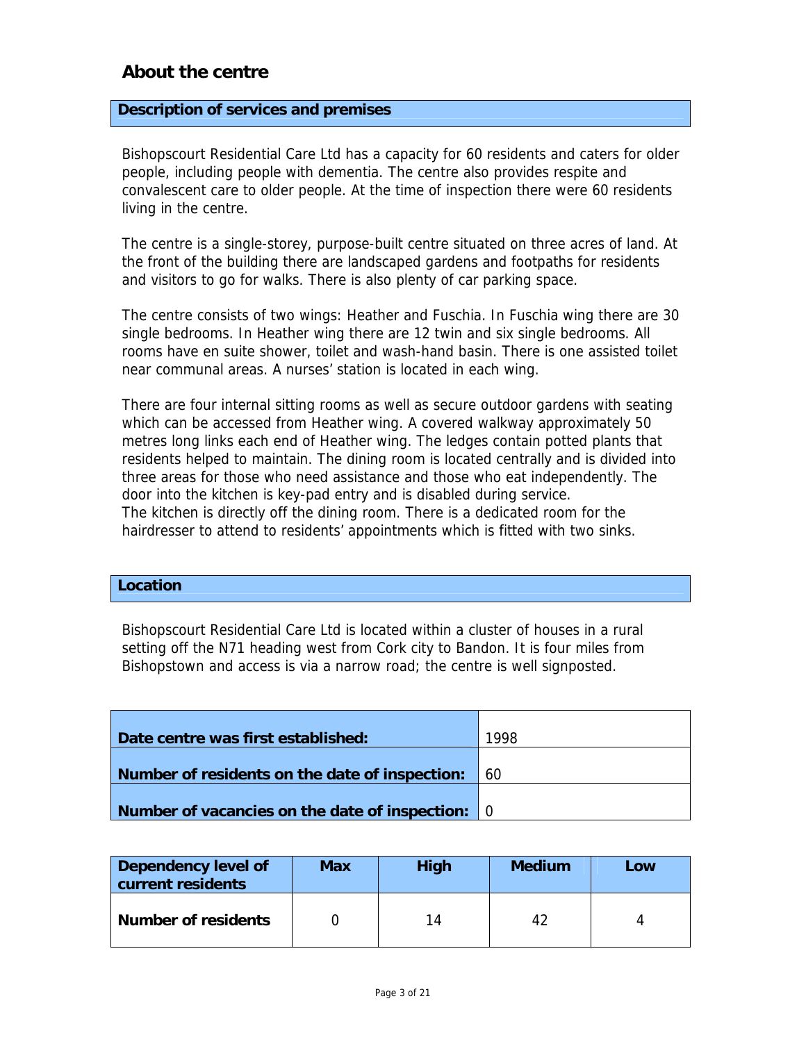## About the centre

### Description of services and premises

Bishopscourt Residential Care Ltd has a capacity for 60 residents and caters for older people, including people with dementia. The centre also provides respite and convalescent care to older people. At the time of inspection there were 60 residents living in the centre.

The centre is a single-storey, purpose-built centre situated on three acres of land. At the front of the building there are landscaped gardens and footpaths for residents and visitors to go for walks. There is also plenty of car parking space.

The centre consists of two wings: Heather and Fuschia. In Fuschia wing there are 30 single bedrooms. In Heather wing there are 12 twin and six single bedrooms. All rooms have en suite shower, toilet and wash-hand basin. There is one assisted toilet near communal areas. A nurses' station is located in each wing.

There are four internal sitting rooms as well as secure outdoor gardens with seating which can be accessed from Heather wing. A covered walkway approximately 50 metres long links each end of Heather wing. The ledges contain potted plants that residents helped to maintain. The dining room is located centrally and is divided into three areas for those who need assistance and those who eat independently. The door into the kitchen is key-pad entry and is disabled during service.
The kitchen is directly off the dining room. There is a dedicated room for the hairdresser to attend to residents' appointments which is fitted with two sinks.

### Location

Bishopscourt Residential Care Ltd is located within a cluster of houses in a rural setting off the N71 heading west from Cork city to Bandon. It is four miles from Bishopstown and access is via a narrow road; the centre is well signposted.

| | |
|---|---|
| **Date centre was first established:** | 1998 |
| **Number of residents on the date of inspection:** | 60 |
| **Number of vacancies on the date of inspection:** | 0 |

| Dependency level of current residents | Max | High | Medium | Low |
|---|---|---|---|---|
| **Number of residents** | 0 | 14 | 42 | 4 |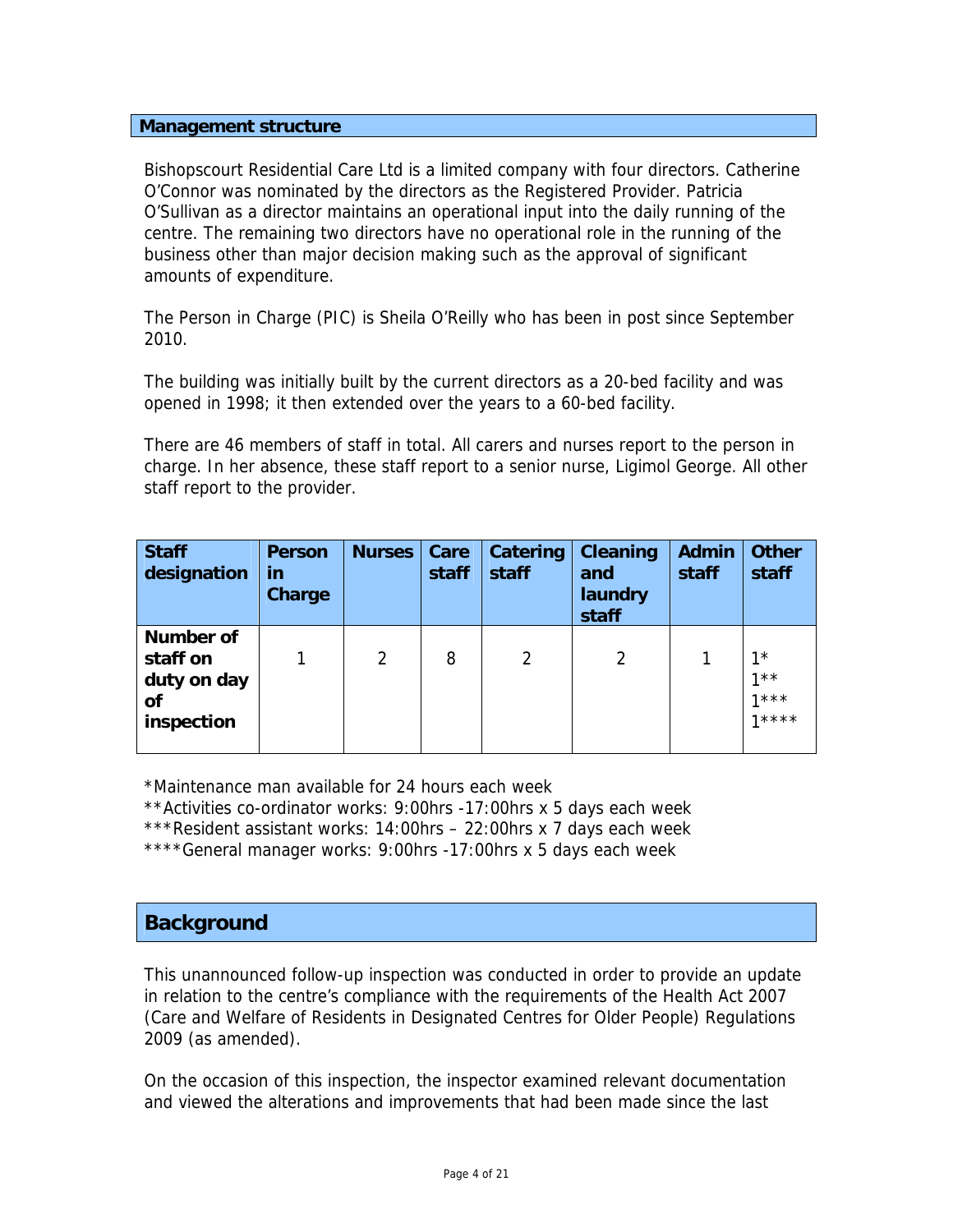## Management structure

Bishopscourt Residential Care Ltd is a limited company with four directors. Catherine O'Connor was nominated by the directors as the Registered Provider. Patricia O'Sullivan as a director maintains an operational input into the daily running of the centre. The remaining two directors have no operational role in the running of the business other than major decision making such as the approval of significant amounts of expenditure.

The Person in Charge (PIC) is Sheila O'Reilly who has been in post since September 2010.

The building was initially built by the current directors as a 20-bed facility and was opened in 1998; it then extended over the years to a 60-bed facility.

There are 46 members of staff in total. All carers and nurses report to the person in charge. In her absence, these staff report to a senior nurse, Ligimol George. All other staff report to the provider.

| Staff designation | Person in Charge | Nurses | Care staff | Catering staff | Cleaning and laundry staff | Admin staff | Other staff |
|---|---|---|---|---|---|---|---|
| Number of staff on duty on day of inspection | 1 | 2 | 8 | 2 | 2 | 1 | 1*<br>1**<br>1***<br>1**** |

*Maintenance man available for 24 hours each week
**Activities co-ordinator works: 9:00hrs -17:00hrs x 5 days each week
***Resident assistant works: 14:00hrs – 22:00hrs x 7 days each week
****General manager works: 9:00hrs -17:00hrs x 5 days each week

## Background

This unannounced follow-up inspection was conducted in order to provide an update in relation to the centre's compliance with the requirements of the Health Act 2007 (Care and Welfare of Residents in Designated Centres for Older People) Regulations 2009 (as amended).

On the occasion of this inspection, the inspector examined relevant documentation and viewed the alterations and improvements that had been made since the last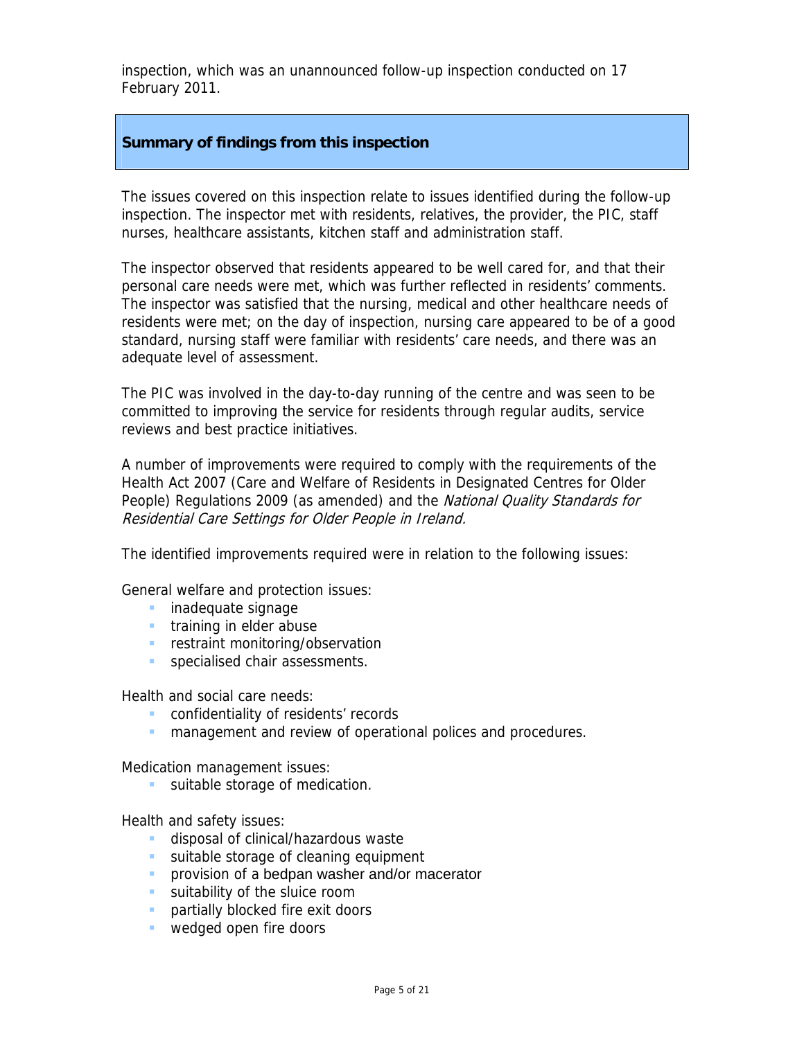inspection, which was an unannounced follow-up inspection conducted on 17 February 2011.

## Summary of findings from this inspection

The issues covered on this inspection relate to issues identified during the follow-up inspection. The inspector met with residents, relatives, the provider, the PIC, staff nurses, healthcare assistants, kitchen staff and administration staff.

The inspector observed that residents appeared to be well cared for, and that their personal care needs were met, which was further reflected in residents' comments. The inspector was satisfied that the nursing, medical and other healthcare needs of residents were met; on the day of inspection, nursing care appeared to be of a good standard, nursing staff were familiar with residents' care needs, and there was an adequate level of assessment.

The PIC was involved in the day-to-day running of the centre and was seen to be committed to improving the service for residents through regular audits, service reviews and best practice initiatives.

A number of improvements were required to comply with the requirements of the Health Act 2007 (Care and Welfare of Residents in Designated Centres for Older People) Regulations 2009 (as amended) and the *National Quality Standards for Residential Care Settings for Older People in Ireland.*

The identified improvements required were in relation to the following issues:

General welfare and protection issues:

- inadequate signage
- training in elder abuse
- restraint monitoring/observation
- specialised chair assessments.

Health and social care needs:

- confidentiality of residents' records
- management and review of operational polices and procedures.

Medication management issues:

- suitable storage of medication.

Health and safety issues:

- disposal of clinical/hazardous waste
- suitable storage of cleaning equipment
- provision of a bedpan washer and/or macerator
- suitability of the sluice room
- partially blocked fire exit doors
- wedged open fire doors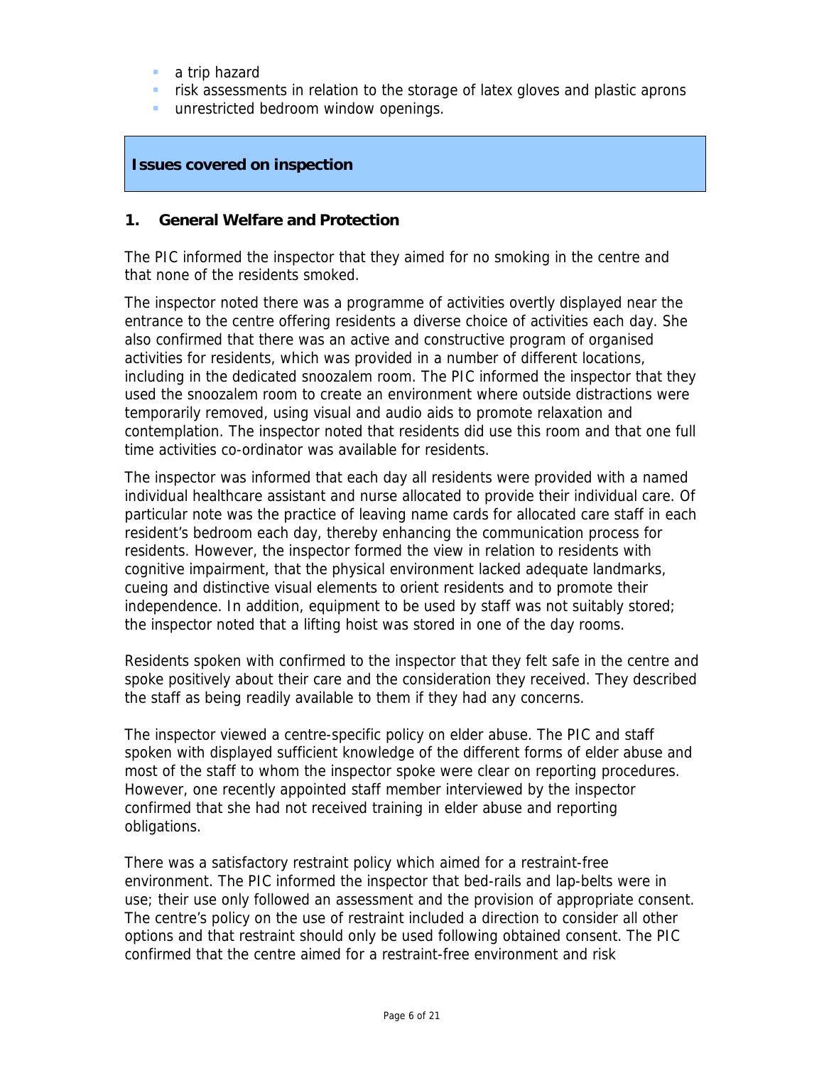- a trip hazard
- risk assessments in relation to the storage of latex gloves and plastic aprons
- unrestricted bedroom window openings.

## Issues covered on inspection

### 1. General Welfare and Protection

The PIC informed the inspector that they aimed for no smoking in the centre and that none of the residents smoked.

The inspector noted there was a programme of activities overtly displayed near the entrance to the centre offering residents a diverse choice of activities each day. She also confirmed that there was an active and constructive program of organised activities for residents, which was provided in a number of different locations, including in the dedicated snoozalem room. The PIC informed the inspector that they used the snoozalem room to create an environment where outside distractions were temporarily removed, using visual and audio aids to promote relaxation and contemplation. The inspector noted that residents did use this room and that one full time activities co-ordinator was available for residents.

The inspector was informed that each day all residents were provided with a named individual healthcare assistant and nurse allocated to provide their individual care. Of particular note was the practice of leaving name cards for allocated care staff in each resident's bedroom each day, thereby enhancing the communication process for residents. However, the inspector formed the view in relation to residents with cognitive impairment, that the physical environment lacked adequate landmarks, cueing and distinctive visual elements to orient residents and to promote their independence. In addition, equipment to be used by staff was not suitably stored; the inspector noted that a lifting hoist was stored in one of the day rooms.

Residents spoken with confirmed to the inspector that they felt safe in the centre and spoke positively about their care and the consideration they received. They described the staff as being readily available to them if they had any concerns.

The inspector viewed a centre-specific policy on elder abuse. The PIC and staff spoken with displayed sufficient knowledge of the different forms of elder abuse and most of the staff to whom the inspector spoke were clear on reporting procedures. However, one recently appointed staff member interviewed by the inspector confirmed that she had not received training in elder abuse and reporting obligations.

There was a satisfactory restraint policy which aimed for a restraint-free environment. The PIC informed the inspector that bed-rails and lap-belts were in use; their use only followed an assessment and the provision of appropriate consent. The centre's policy on the use of restraint included a direction to consider all other options and that restraint should only be used following obtained consent. The PIC confirmed that the centre aimed for a restraint-free environment and risk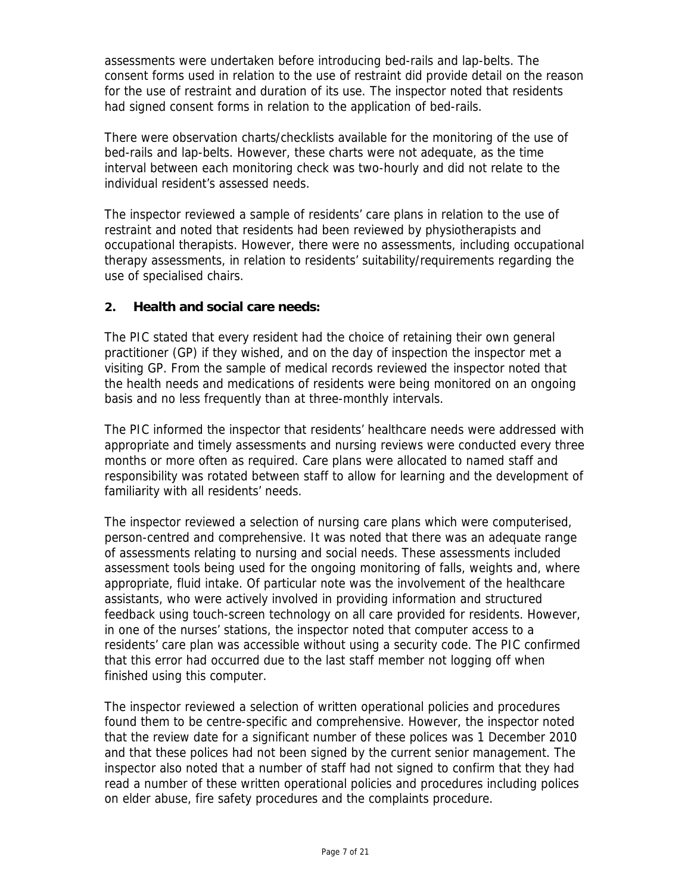assessments were undertaken before introducing bed-rails and lap-belts. The consent forms used in relation to the use of restraint did provide detail on the reason for the use of restraint and duration of its use. The inspector noted that residents had signed consent forms in relation to the application of bed-rails.

There were observation charts/checklists available for the monitoring of the use of bed-rails and lap-belts. However, these charts were not adequate, as the time interval between each monitoring check was two-hourly and did not relate to the individual resident's assessed needs.

The inspector reviewed a sample of residents' care plans in relation to the use of restraint and noted that residents had been reviewed by physiotherapists and occupational therapists. However, there were no assessments, including occupational therapy assessments, in relation to residents' suitability/requirements regarding the use of specialised chairs.

**2. Health and social care needs:**

The PIC stated that every resident had the choice of retaining their own general practitioner (GP) if they wished, and on the day of inspection the inspector met a visiting GP. From the sample of medical records reviewed the inspector noted that the health needs and medications of residents were being monitored on an ongoing basis and no less frequently than at three-monthly intervals.

The PIC informed the inspector that residents' healthcare needs were addressed with appropriate and timely assessments and nursing reviews were conducted every three months or more often as required. Care plans were allocated to named staff and responsibility was rotated between staff to allow for learning and the development of familiarity with all residents' needs.

The inspector reviewed a selection of nursing care plans which were computerised, person-centred and comprehensive. It was noted that there was an adequate range of assessments relating to nursing and social needs. These assessments included assessment tools being used for the ongoing monitoring of falls, weights and, where appropriate, fluid intake. Of particular note was the involvement of the healthcare assistants, who were actively involved in providing information and structured feedback using touch-screen technology on all care provided for residents. However, in one of the nurses' stations, the inspector noted that computer access to a residents' care plan was accessible without using a security code. The PIC confirmed that this error had occurred due to the last staff member not logging off when finished using this computer.

The inspector reviewed a selection of written operational policies and procedures found them to be centre-specific and comprehensive. However, the inspector noted that the review date for a significant number of these polices was 1 December 2010 and that these polices had not been signed by the current senior management. The inspector also noted that a number of staff had not signed to confirm that they had read a number of these written operational policies and procedures including polices on elder abuse, fire safety procedures and the complaints procedure.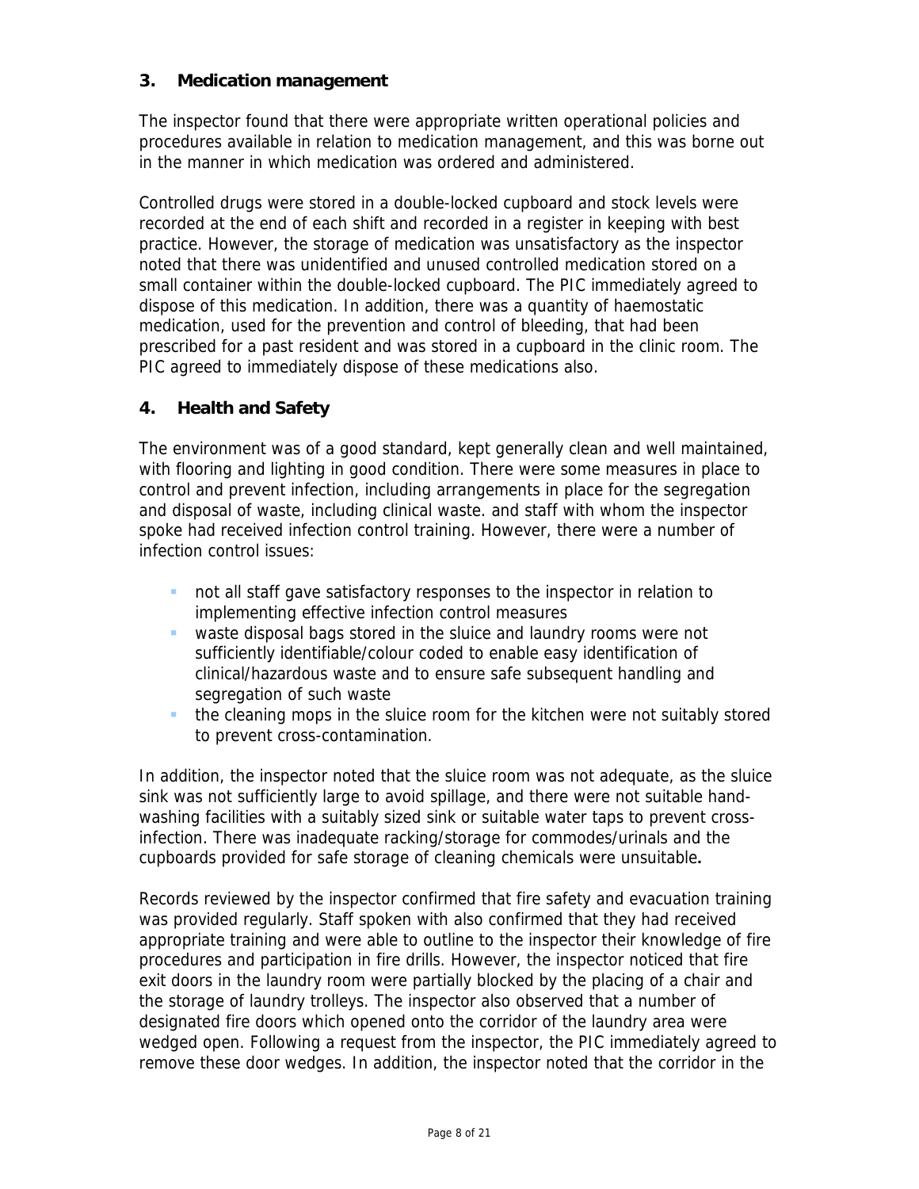## 3. Medication management

The inspector found that there were appropriate written operational policies and procedures available in relation to medication management, and this was borne out in the manner in which medication was ordered and administered.

Controlled drugs were stored in a double-locked cupboard and stock levels were recorded at the end of each shift and recorded in a register in keeping with best practice. However, the storage of medication was unsatisfactory as the inspector noted that there was unidentified and unused controlled medication stored on a small container within the double-locked cupboard. The PIC immediately agreed to dispose of this medication. In addition, there was a quantity of haemostatic medication, used for the prevention and control of bleeding, that had been prescribed for a past resident and was stored in a cupboard in the clinic room. The PIC agreed to immediately dispose of these medications also.

## 4. Health and Safety

The environment was of a good standard, kept generally clean and well maintained, with flooring and lighting in good condition. There were some measures in place to control and prevent infection, including arrangements in place for the segregation and disposal of waste, including clinical waste. and staff with whom the inspector spoke had received infection control training. However, there were a number of infection control issues:

- not all staff gave satisfactory responses to the inspector in relation to implementing effective infection control measures
- waste disposal bags stored in the sluice and laundry rooms were not sufficiently identifiable/colour coded to enable easy identification of clinical/hazardous waste and to ensure safe subsequent handling and segregation of such waste
- the cleaning mops in the sluice room for the kitchen were not suitably stored to prevent cross-contamination.

In addition, the inspector noted that the sluice room was not adequate, as the sluice sink was not sufficiently large to avoid spillage, and there were not suitable hand-washing facilities with a suitably sized sink or suitable water taps to prevent cross-infection. There was inadequate racking/storage for commodes/urinals and the cupboards provided for safe storage of cleaning chemicals were unsuitable**.**

Records reviewed by the inspector confirmed that fire safety and evacuation training was provided regularly. Staff spoken with also confirmed that they had received appropriate training and were able to outline to the inspector their knowledge of fire procedures and participation in fire drills. However, the inspector noticed that fire exit doors in the laundry room were partially blocked by the placing of a chair and the storage of laundry trolleys. The inspector also observed that a number of designated fire doors which opened onto the corridor of the laundry area were wedged open. Following a request from the inspector, the PIC immediately agreed to remove these door wedges. In addition, the inspector noted that the corridor in the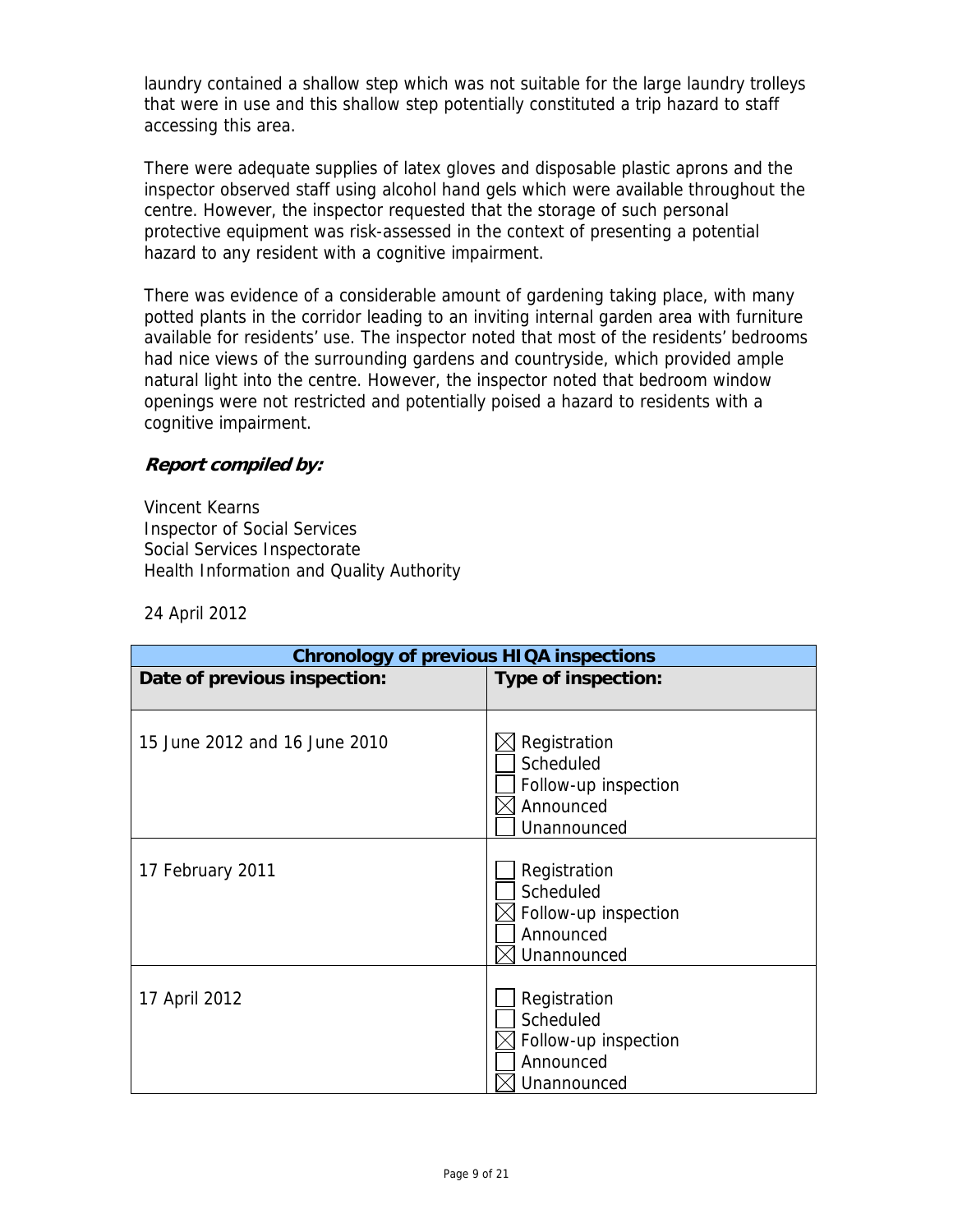laundry contained a shallow step which was not suitable for the large laundry trolleys that were in use and this shallow step potentially constituted a trip hazard to staff accessing this area.

There were adequate supplies of latex gloves and disposable plastic aprons and the inspector observed staff using alcohol hand gels which were available throughout the centre. However, the inspector requested that the storage of such personal protective equipment was risk-assessed in the context of presenting a potential hazard to any resident with a cognitive impairment.

There was evidence of a considerable amount of gardening taking place, with many potted plants in the corridor leading to an inviting internal garden area with furniture available for residents' use. The inspector noted that most of the residents' bedrooms had nice views of the surrounding gardens and countryside, which provided ample natural light into the centre. However, the inspector noted that bedroom window openings were not restricted and potentially poised a hazard to residents with a cognitive impairment.

***Report compiled by:***

Vincent Kearns
Inspector of Social Services
Social Services Inspectorate
Health Information and Quality Authority

24 April 2012

| **Chronology of previous HIQA inspections** | |
|---|---|
| **Date of previous inspection:** | **Type of inspection:** |
| 15 June 2012 and 16 June 2010 | ☒ Registration<br>☐ Scheduled<br>☐ Follow-up inspection<br>☒ Announced<br>☐ Unannounced |
| 17 February 2011 | ☐ Registration<br>☐ Scheduled<br>☒ Follow-up inspection<br>☐ Announced<br>☒ Unannounced |
| 17 April 2012 | ☐ Registration<br>☐ Scheduled<br>☒ Follow-up inspection<br>☐ Announced<br>☒ Unannounced |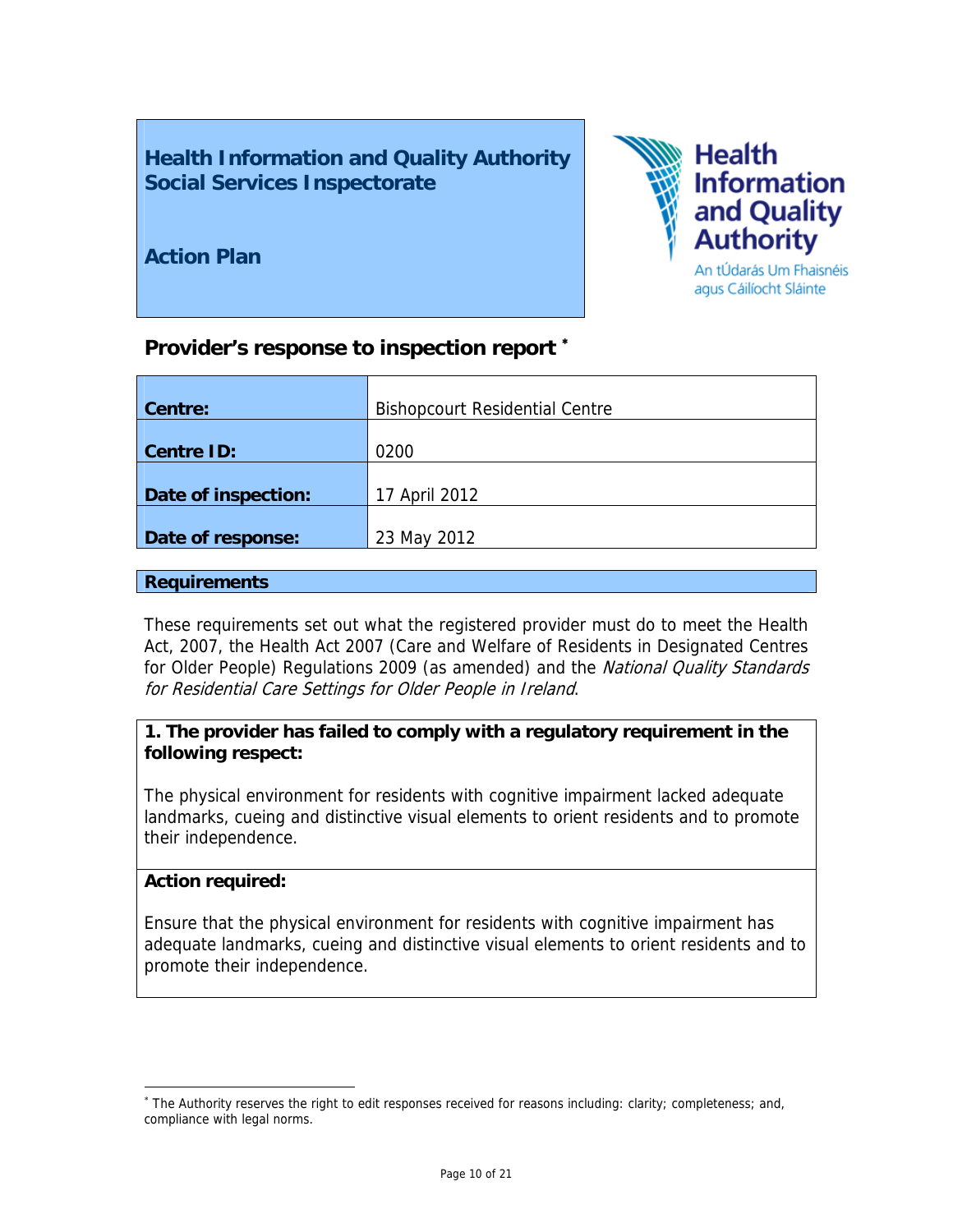**Health Information and Quality Authority**
**Social Services Inspectorate**

**Action Plan**

Health Information and Quality Authority
An tÚdarás Um Fhaisnéis agus Cáilíocht Sláinte

## Provider's response to inspection report [*]

| | |
|---|---|
| **Centre:** | Bishopcourt Residential Centre |
| **Centre ID:** | 0200 |
| **Date of inspection:** | 17 April 2012 |
| **Date of response:** | 23 May 2012 |

### Requirements

These requirements set out what the registered provider must do to meet the Health Act, 2007, the Health Act 2007 (Care and Welfare of Residents in Designated Centres for Older People) Regulations 2009 (as amended) and the *National Quality Standards for Residential Care Settings for Older People in Ireland*.

**1. The provider has failed to comply with a regulatory requirement in the following respect:**

The physical environment for residents with cognitive impairment lacked adequate landmarks, cueing and distinctive visual elements to orient residents and to promote their independence.

**Action required:**

Ensure that the physical environment for residents with cognitive impairment has adequate landmarks, cueing and distinctive visual elements to orient residents and to promote their independence.

---

[*] The Authority reserves the right to edit responses received for reasons including: clarity; completeness; and, compliance with legal norms.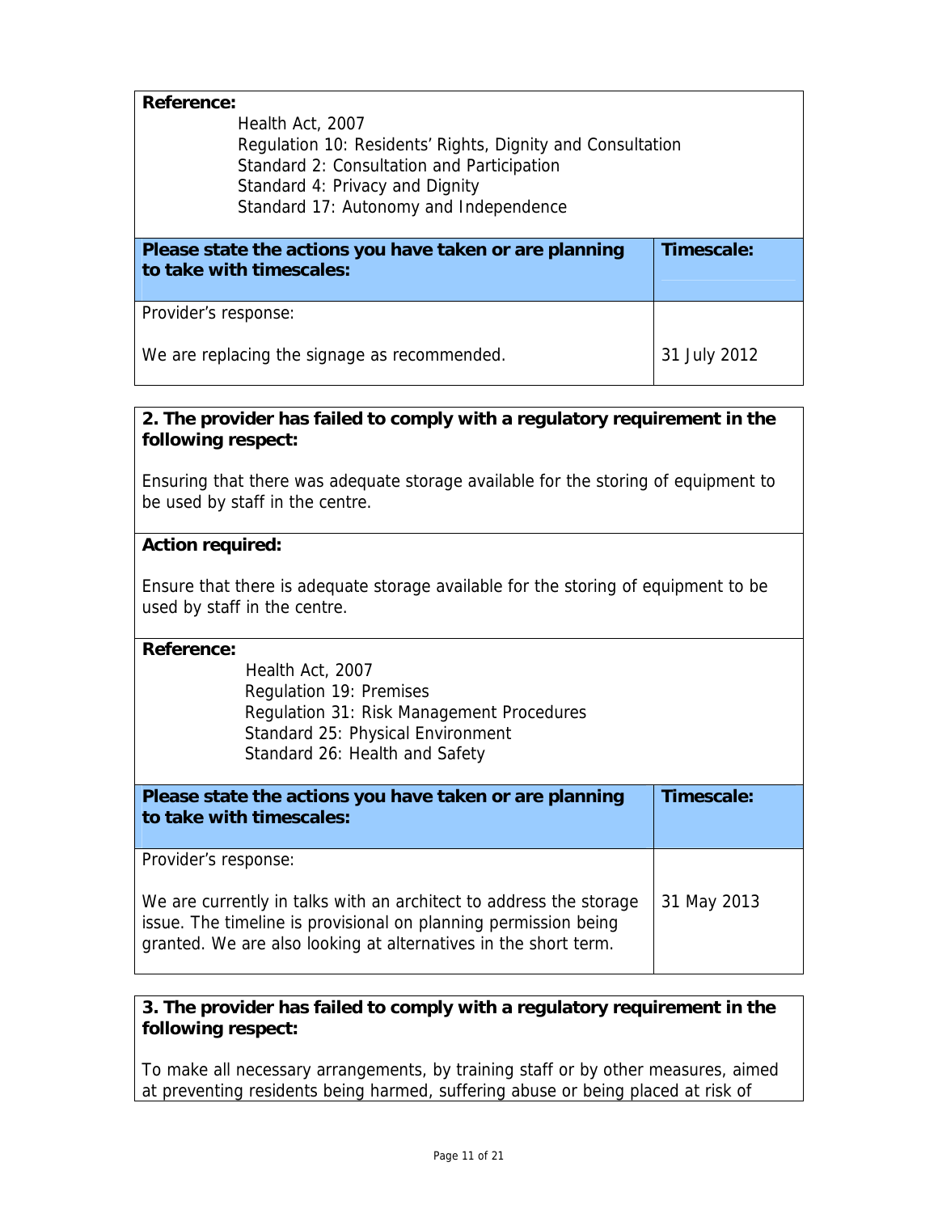**Reference:**

Health Act, 2007
Regulation 10: Residents' Rights, Dignity and Consultation
Standard 2: Consultation and Participation
Standard 4: Privacy and Dignity
Standard 17: Autonomy and Independence

| **Please state the actions you have taken or are planning to take with timescales:** | **Timescale:** |
|---|---|
| Provider's response:<br><br>We are replacing the signage as recommended. | 31 July 2012 |

**2. The provider has failed to comply with a regulatory requirement in the following respect:**

Ensuring that there was adequate storage available for the storing of equipment to be used by staff in the centre.

**Action required:**

Ensure that there is adequate storage available for the storing of equipment to be used by staff in the centre.

**Reference:**

Health Act, 2007
Regulation 19: Premises
Regulation 31: Risk Management Procedures
Standard 25: Physical Environment
Standard 26: Health and Safety

| **Please state the actions you have taken or are planning to take with timescales:** | **Timescale:** |
|---|---|
| Provider's response:<br><br>We are currently in talks with an architect to address the storage issue. The timeline is provisional on planning permission being granted. We are also looking at alternatives in the short term. | 31 May 2013 |

**3. The provider has failed to comply with a regulatory requirement in the following respect:**

To make all necessary arrangements, by training staff or by other measures, aimed at preventing residents being harmed, suffering abuse or being placed at risk of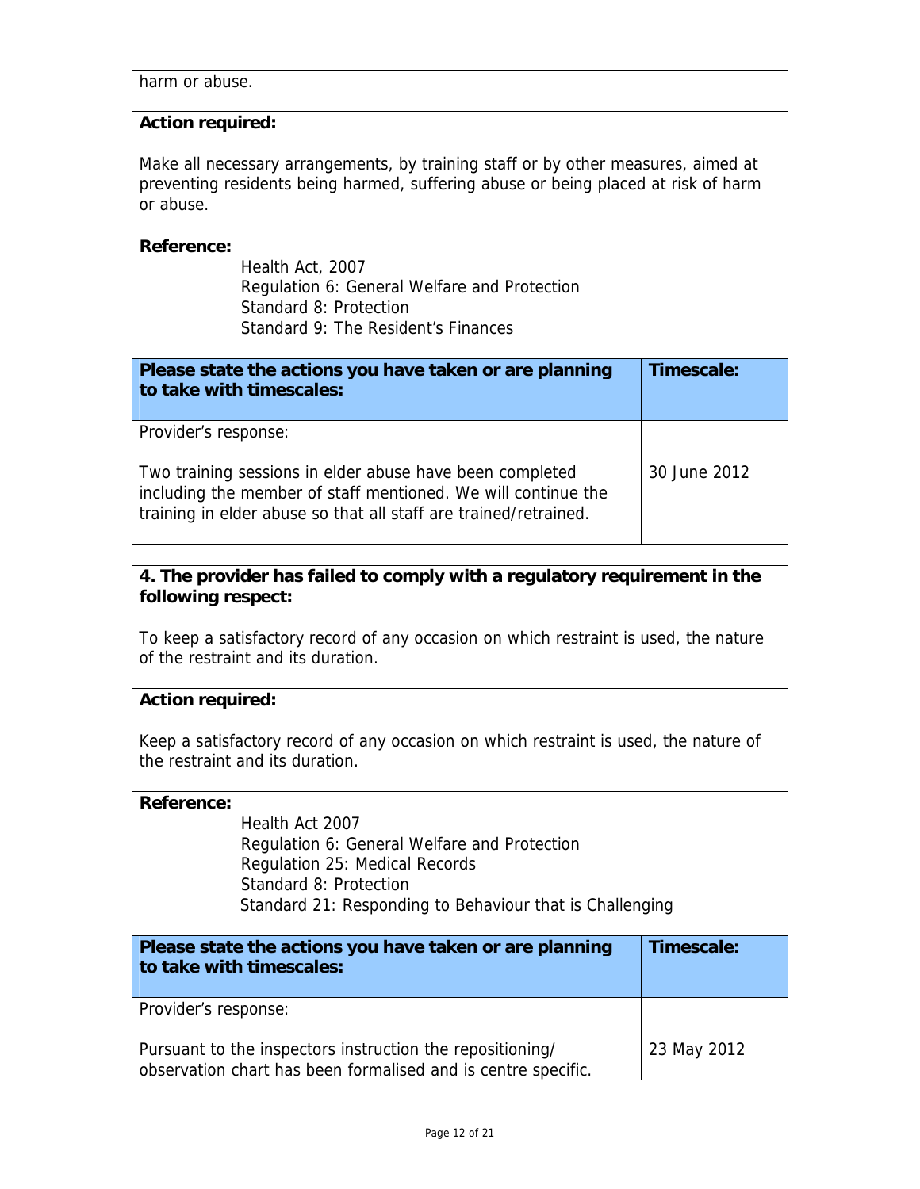harm or abuse.

**Action required:**

Make all necessary arrangements, by training staff or by other measures, aimed at preventing residents being harmed, suffering abuse or being placed at risk of harm or abuse.

**Reference:**

Health Act, 2007
Regulation 6: General Welfare and Protection
Standard 8: Protection
Standard 9: The Resident's Finances

| **Please state the actions you have taken or are planning to take with timescales:** | **Timescale:** |
|---|---|
| Provider's response:<br><br>Two training sessions in elder abuse have been completed including the member of staff mentioned. We will continue the training in elder abuse so that all staff are trained/retrained. | 30 June 2012 |

**4. The provider has failed to comply with a regulatory requirement in the following respect:**

To keep a satisfactory record of any occasion on which restraint is used, the nature of the restraint and its duration.

**Action required:**

Keep a satisfactory record of any occasion on which restraint is used, the nature of the restraint and its duration.

**Reference:**

Health Act 2007
Regulation 6: General Welfare and Protection
Regulation 25: Medical Records
Standard 8: Protection
Standard 21: Responding to Behaviour that is Challenging

| **Please state the actions you have taken or are planning to take with timescales:** | **Timescale:** |
|---|---|
| Provider's response:<br><br>Pursuant to the inspectors instruction the repositioning/ observation chart has been formalised and is centre specific. | 23 May 2012 |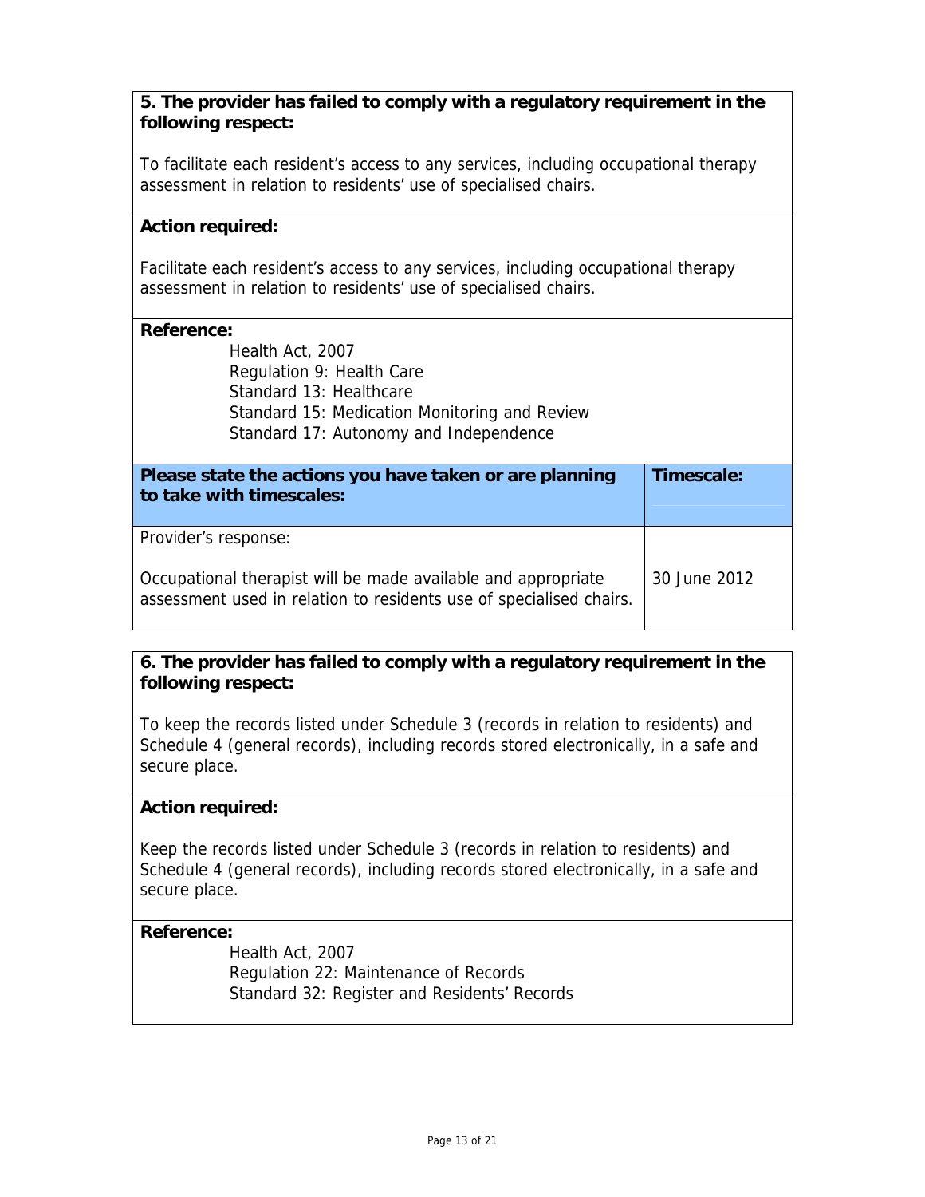**5. The provider has failed to comply with a regulatory requirement in the following respect:**

To facilitate each resident's access to any services, including occupational therapy assessment in relation to residents' use of specialised chairs.

**Action required:**

Facilitate each resident's access to any services, including occupational therapy assessment in relation to residents' use of specialised chairs.

**Reference:**

Health Act, 2007
Regulation 9: Health Care
Standard 13: Healthcare
Standard 15: Medication Monitoring and Review
Standard 17: Autonomy and Independence

| Please state the actions you have taken or are planning to take with timescales: | Timescale: |
|---|---|
| Provider's response:<br><br>Occupational therapist will be made available and appropriate assessment used in relation to residents use of specialised chairs. | 30 June 2012 |

**6. The provider has failed to comply with a regulatory requirement in the following respect:**

To keep the records listed under Schedule 3 (records in relation to residents) and Schedule 4 (general records), including records stored electronically, in a safe and secure place.

**Action required:**

Keep the records listed under Schedule 3 (records in relation to residents) and Schedule 4 (general records), including records stored electronically, in a safe and secure place.

**Reference:**

Health Act, 2007
Regulation 22: Maintenance of Records
Standard 32: Register and Residents' Records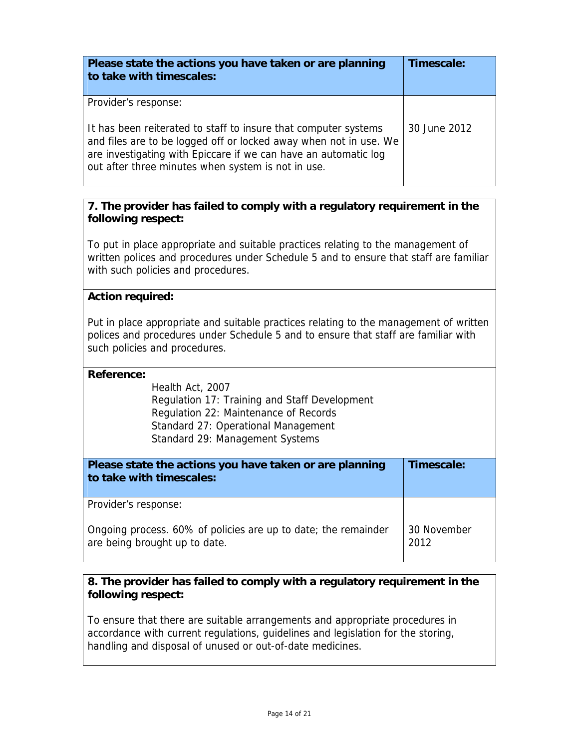| Please state the actions you have taken or are planning to take with timescales: | Timescale: |
|---|---|
| Provider's response:<br><br>It has been reiterated to staff to insure that computer systems and files are to be logged off or locked away when not in use. We are investigating with Epiccare if we can have an automatic log out after three minutes when system is not in use. | 30 June 2012 |

**7. The provider has failed to comply with a regulatory requirement in the following respect:**

To put in place appropriate and suitable practices relating to the management of written polices and procedures under Schedule 5 and to ensure that staff are familiar with such policies and procedures.

**Action required:**

Put in place appropriate and suitable practices relating to the management of written polices and procedures under Schedule 5 and to ensure that staff are familiar with such policies and procedures.

**Reference:**

Health Act, 2007
Regulation 17: Training and Staff Development
Regulation 22: Maintenance of Records
Standard 27: Operational Management
Standard 29: Management Systems

| Please state the actions you have taken or are planning to take with timescales: | Timescale: |
|---|---|
| Provider's response:<br><br>Ongoing process. 60% of policies are up to date; the remainder are being brought up to date. | 30 November 2012 |

**8. The provider has failed to comply with a regulatory requirement in the following respect:**

To ensure that there are suitable arrangements and appropriate procedures in accordance with current regulations, guidelines and legislation for the storing, handling and disposal of unused or out-of-date medicines.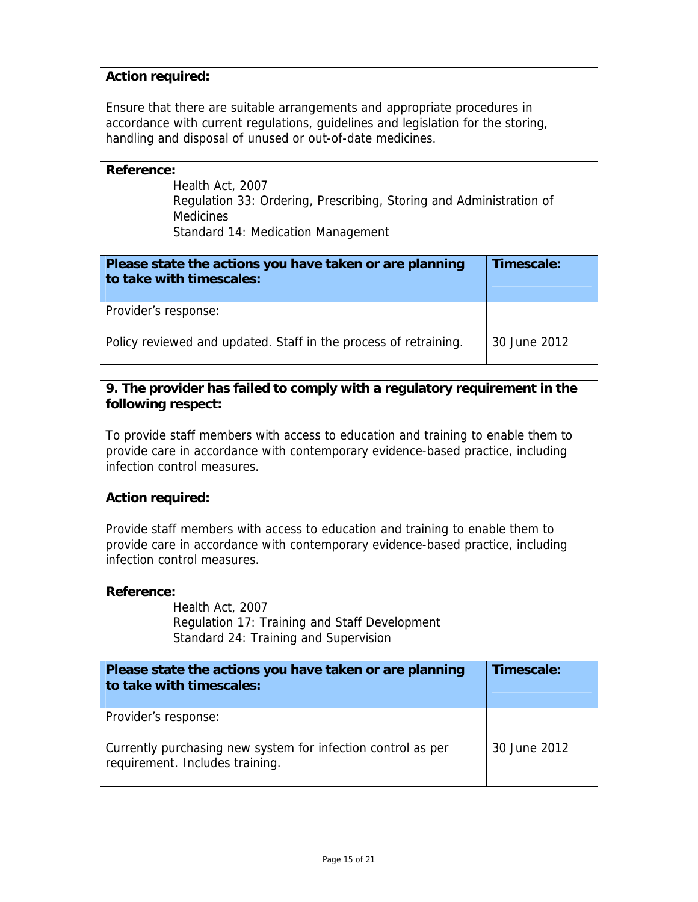**Action required:**

Ensure that there are suitable arrangements and appropriate procedures in accordance with current regulations, guidelines and legislation for the storing, handling and disposal of unused or out-of-date medicines.

**Reference:**

Health Act, 2007
Regulation 33: Ordering, Prescribing, Storing and Administration of Medicines
Standard 14: Medication Management

| **Please state the actions you have taken or are planning to take with timescales:** | **Timescale:** |
|---|---|
| Provider's response:<br><br>Policy reviewed and updated. Staff in the process of retraining. | 30 June 2012 |

**9. The provider has failed to comply with a regulatory requirement in the following respect:**

To provide staff members with access to education and training to enable them to provide care in accordance with contemporary evidence-based practice, including infection control measures.

**Action required:**

Provide staff members with access to education and training to enable them to provide care in accordance with contemporary evidence-based practice, including infection control measures.

**Reference:**

Health Act, 2007
Regulation 17: Training and Staff Development
Standard 24: Training and Supervision

| **Please state the actions you have taken or are planning to take with timescales:** | **Timescale:** |
|---|---|
| Provider's response:<br><br>Currently purchasing new system for infection control as per requirement. Includes training. | 30 June 2012 |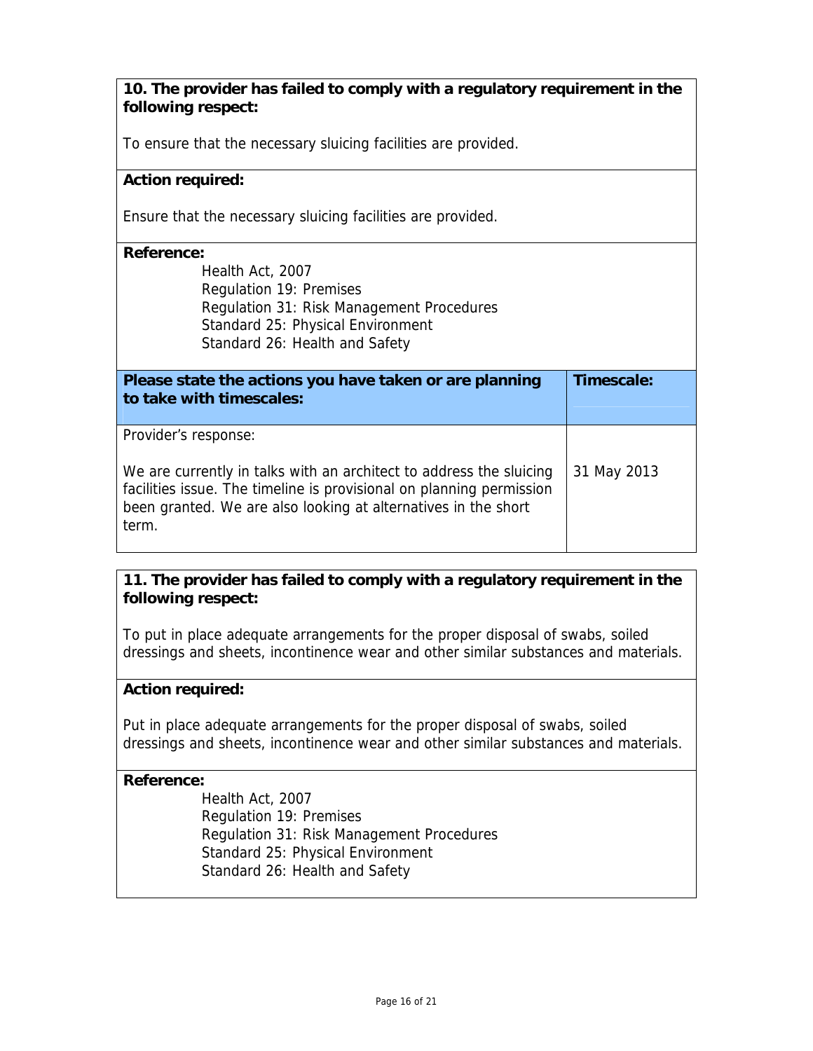**10. The provider has failed to comply with a regulatory requirement in the following respect:**

To ensure that the necessary sluicing facilities are provided.

**Action required:**

Ensure that the necessary sluicing facilities are provided.

**Reference:**

Health Act, 2007
Regulation 19: Premises
Regulation 31: Risk Management Procedures
Standard 25: Physical Environment
Standard 26: Health and Safety

| Please state the actions you have taken or are planning to take with timescales: | Timescale: |
| --- | --- |
| Provider's response:<br><br>We are currently in talks with an architect to address the sluicing facilities issue. The timeline is provisional on planning permission been granted. We are also looking at alternatives in the short term. | 31 May 2013 |

**11. The provider has failed to comply with a regulatory requirement in the following respect:**

To put in place adequate arrangements for the proper disposal of swabs, soiled dressings and sheets, incontinence wear and other similar substances and materials.

**Action required:**

Put in place adequate arrangements for the proper disposal of swabs, soiled dressings and sheets, incontinence wear and other similar substances and materials.

**Reference:**

Health Act, 2007
Regulation 19: Premises
Regulation 31: Risk Management Procedures
Standard 25: Physical Environment
Standard 26: Health and Safety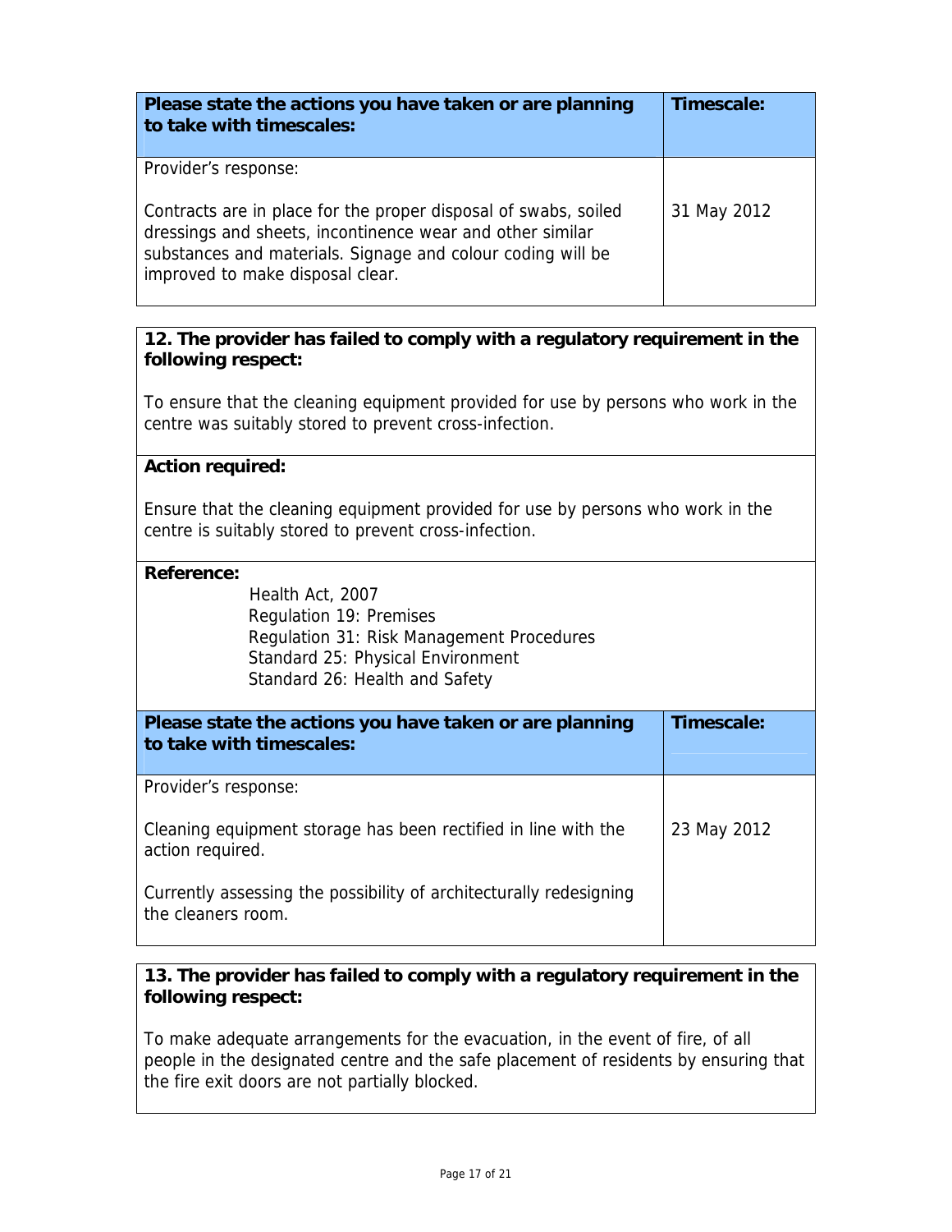| Please state the actions you have taken or are planning to take with timescales: | Timescale: |
| --- | --- |
| Provider's response:<br><br>Contracts are in place for the proper disposal of swabs, soiled dressings and sheets, incontinence wear and other similar substances and materials. Signage and colour coding will be improved to make disposal clear. | 31 May 2012 |

**12. The provider has failed to comply with a regulatory requirement in the following respect:**

To ensure that the cleaning equipment provided for use by persons who work in the centre was suitably stored to prevent cross-infection.

**Action required:**

Ensure that the cleaning equipment provided for use by persons who work in the centre is suitably stored to prevent cross-infection.

**Reference:**

Health Act, 2007
Regulation 19: Premises
Regulation 31: Risk Management Procedures
Standard 25: Physical Environment
Standard 26: Health and Safety

| Please state the actions you have taken or are planning to take with timescales: | Timescale: |
| --- | --- |
| Provider's response:<br><br>Cleaning equipment storage has been rectified in line with the action required.<br><br>Currently assessing the possibility of architecturally redesigning the cleaners room. | 23 May 2012 |

**13. The provider has failed to comply with a regulatory requirement in the following respect:**

To make adequate arrangements for the evacuation, in the event of fire, of all people in the designated centre and the safe placement of residents by ensuring that the fire exit doors are not partially blocked.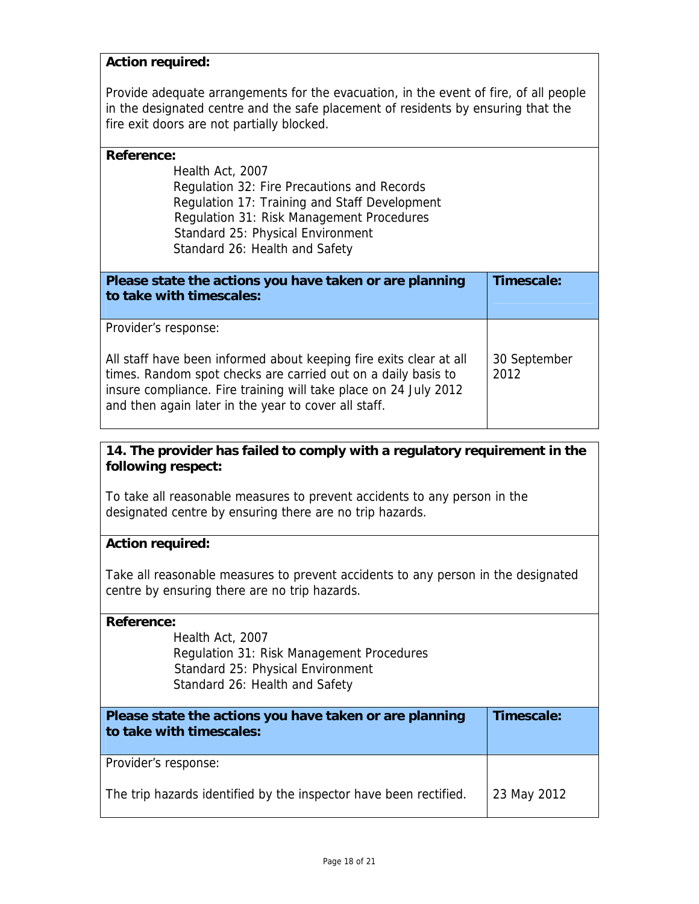**Action required:**

Provide adequate arrangements for the evacuation, in the event of fire, of all people in the designated centre and the safe placement of residents by ensuring that the fire exit doors are not partially blocked.

**Reference:**

Health Act, 2007
Regulation 32: Fire Precautions and Records
Regulation 17: Training and Staff Development
Regulation 31: Risk Management Procedures
Standard 25: Physical Environment
Standard 26: Health and Safety

| Please state the actions you have taken or are planning to take with timescales: | Timescale: |
|---|---|
| Provider's response:<br><br>All staff have been informed about keeping fire exits clear at all times. Random spot checks are carried out on a daily basis to insure compliance. Fire training will take place on 24 July 2012 and then again later in the year to cover all staff. | 30 September 2012 |

**14. The provider has failed to comply with a regulatory requirement in the following respect:**

To take all reasonable measures to prevent accidents to any person in the designated centre by ensuring there are no trip hazards.

**Action required:**

Take all reasonable measures to prevent accidents to any person in the designated centre by ensuring there are no trip hazards.

**Reference:**

Health Act, 2007
Regulation 31: Risk Management Procedures
Standard 25: Physical Environment
Standard 26: Health and Safety

| Please state the actions you have taken or are planning to take with timescales: | Timescale: |
|---|---|
| Provider's response:<br><br>The trip hazards identified by the inspector have been rectified. | 23 May 2012 |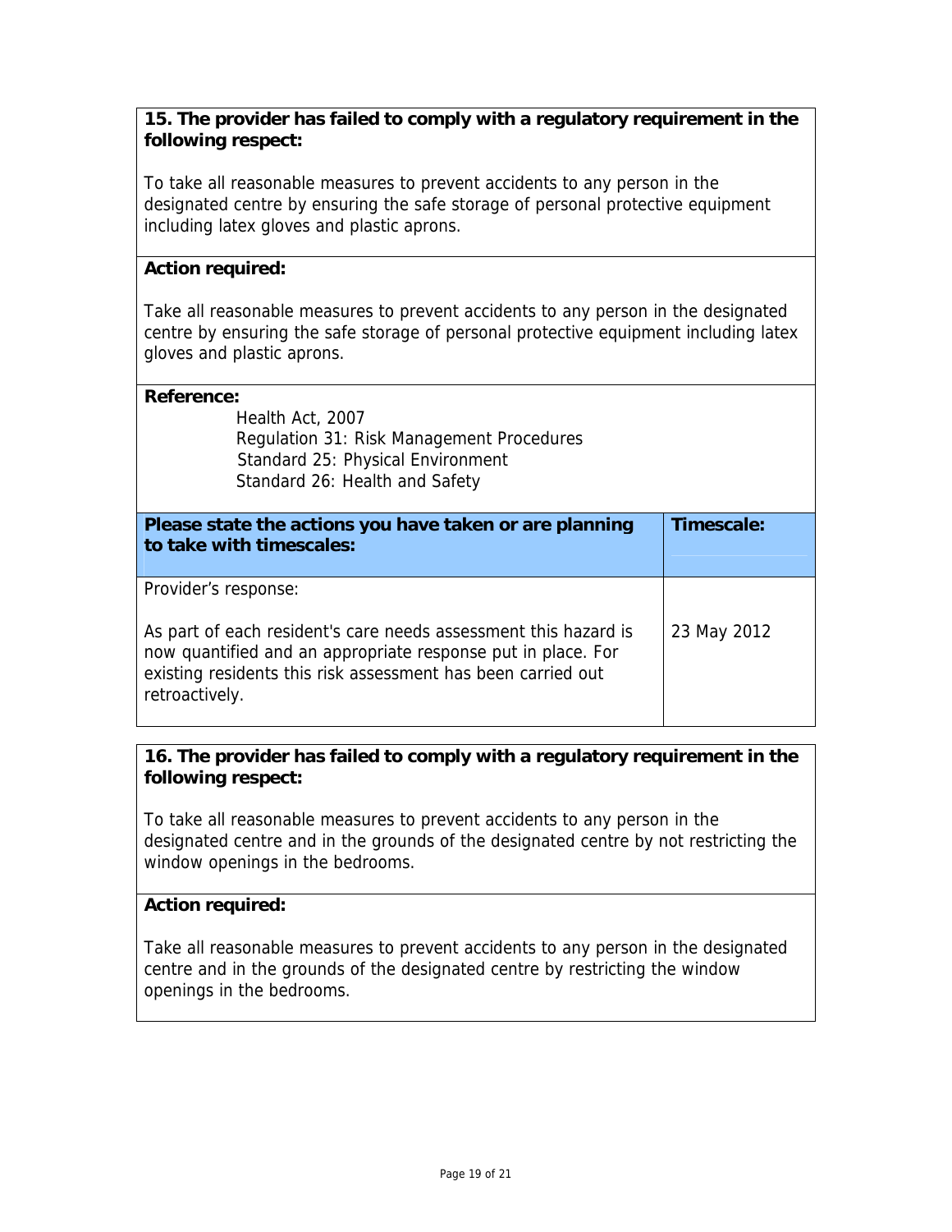**15. The provider has failed to comply with a regulatory requirement in the following respect:**

To take all reasonable measures to prevent accidents to any person in the designated centre by ensuring the safe storage of personal protective equipment including latex gloves and plastic aprons.

**Action required:**

Take all reasonable measures to prevent accidents to any person in the designated centre by ensuring the safe storage of personal protective equipment including latex gloves and plastic aprons.

**Reference:**

Health Act, 2007
Regulation 31: Risk Management Procedures
Standard 25: Physical Environment
Standard 26: Health and Safety

| **Please state the actions you have taken or are planning to take with timescales:** | **Timescale:** |
|---|---|
| Provider's response:<br><br>As part of each resident's care needs assessment this hazard is now quantified and an appropriate response put in place. For existing residents this risk assessment has been carried out retroactively. | 23 May 2012 |

**16. The provider has failed to comply with a regulatory requirement in the following respect:**

To take all reasonable measures to prevent accidents to any person in the designated centre and in the grounds of the designated centre by not restricting the window openings in the bedrooms.

**Action required:**

Take all reasonable measures to prevent accidents to any person in the designated centre and in the grounds of the designated centre by restricting the window openings in the bedrooms.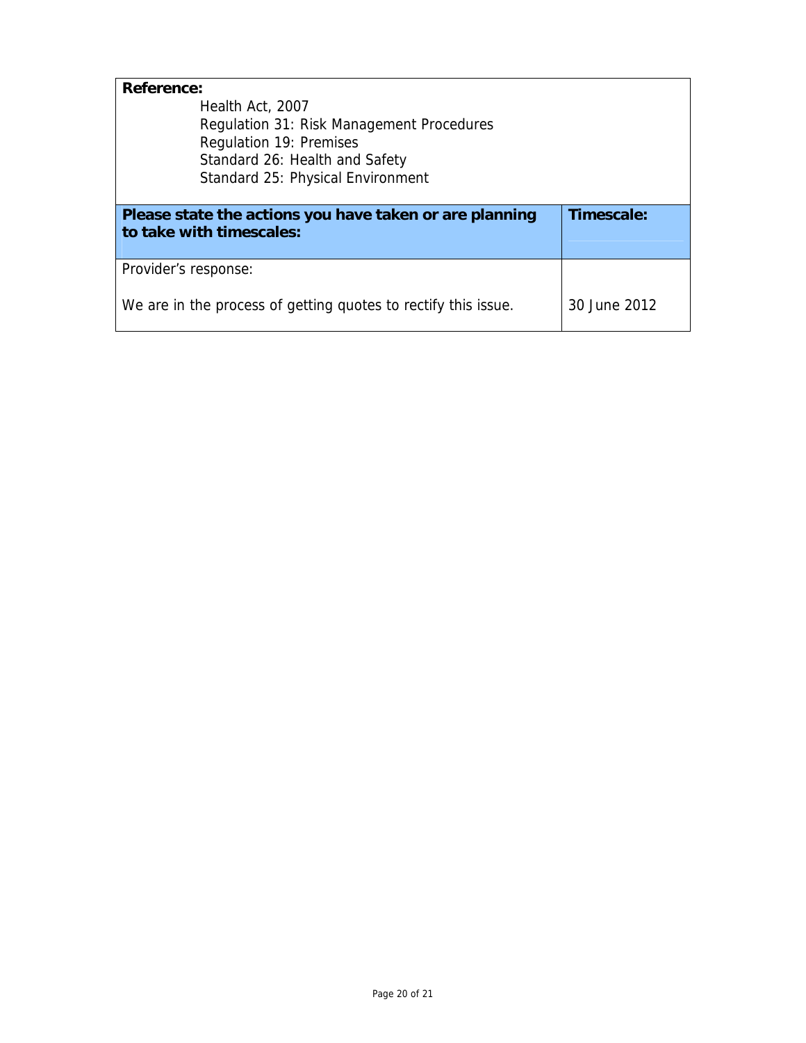**Reference:**

Health Act, 2007
Regulation 31: Risk Management Procedures
Regulation 19: Premises
Standard 26: Health and Safety
Standard 25: Physical Environment

| **Please state the actions you have taken or are planning to take with timescales:** | **Timescale:** |
| --- | --- |
| Provider's response:<br><br>We are in the process of getting quotes to rectify this issue. | 30 June 2012 |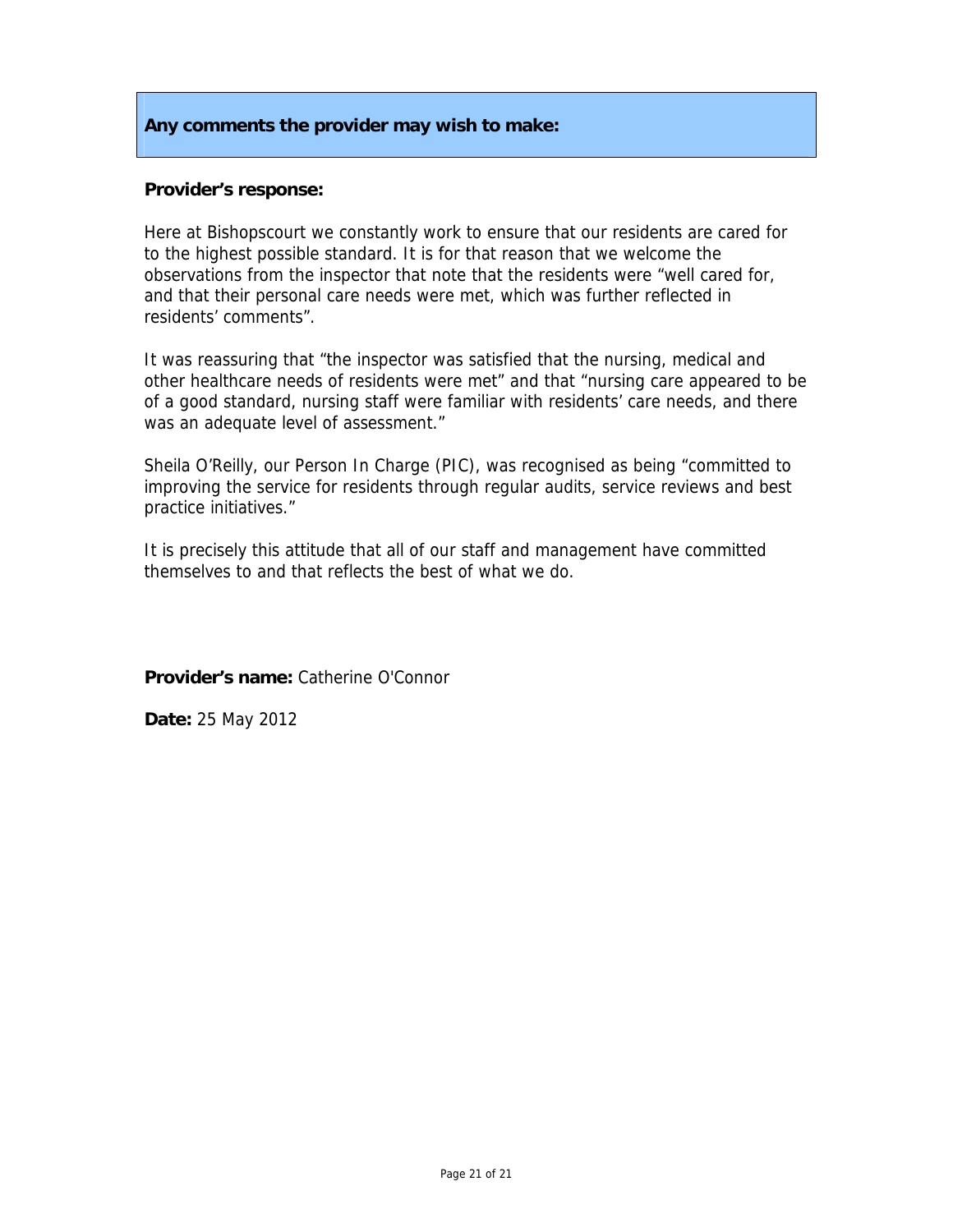## Any comments the provider may wish to make:

**Provider's response:**

Here at Bishopscourt we constantly work to ensure that our residents are cared for to the highest possible standard. It is for that reason that we welcome the observations from the inspector that note that the residents were "well cared for, and that their personal care needs were met, which was further reflected in residents' comments".

It was reassuring that "the inspector was satisfied that the nursing, medical and other healthcare needs of residents were met" and that "nursing care appeared to be of a good standard, nursing staff were familiar with residents' care needs, and there was an adequate level of assessment."

Sheila O'Reilly, our Person In Charge (PIC), was recognised as being "committed to improving the service for residents through regular audits, service reviews and best practice initiatives."

It is precisely this attitude that all of our staff and management have committed themselves to and that reflects the best of what we do.

**Provider's name:** Catherine O'Connor

**Date:** 25 May 2012